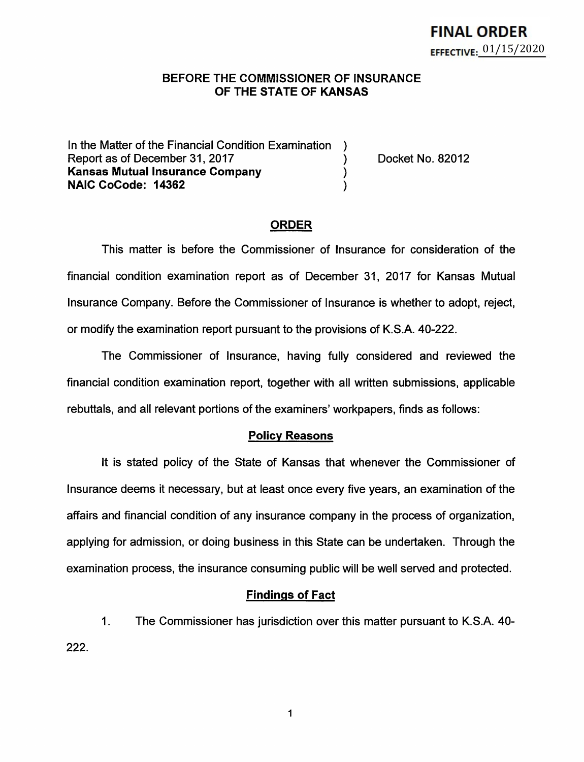**FINAL ORDER**
**EFFECTIVE:** 01/15/2020

# BEFORE THE COMMISSIONER OF INSURANCE OF THE STATE OF KANSAS

In the Matter of the Financial Condition Examination )
Report as of December 31, 2017 ) Docket No. 82012
**Kansas Mutual Insurance Company** )
**NAIC CoCode: 14362** )

## ORDER

This matter is before the Commissioner of Insurance for consideration of the financial condition examination report as of December 31, 2017 for Kansas Mutual Insurance Company. Before the Commissioner of Insurance is whether to adopt, reject, or modify the examination report pursuant to the provisions of K.S.A. 40-222.

The Commissioner of Insurance, having fully considered and reviewed the financial condition examination report, together with all written submissions, applicable rebuttals, and all relevant portions of the examiners' workpapers, finds as follows:

### Policy Reasons

It is stated policy of the State of Kansas that whenever the Commissioner of Insurance deems it necessary, but at least once every five years, an examination of the affairs and financial condition of any insurance company in the process of organization, applying for admission, or doing business in this State can be undertaken. Through the examination process, the insurance consuming public will be well served and protected.

### Findings of Fact

1. The Commissioner has jurisdiction over this matter pursuant to K.S.A. 40-222.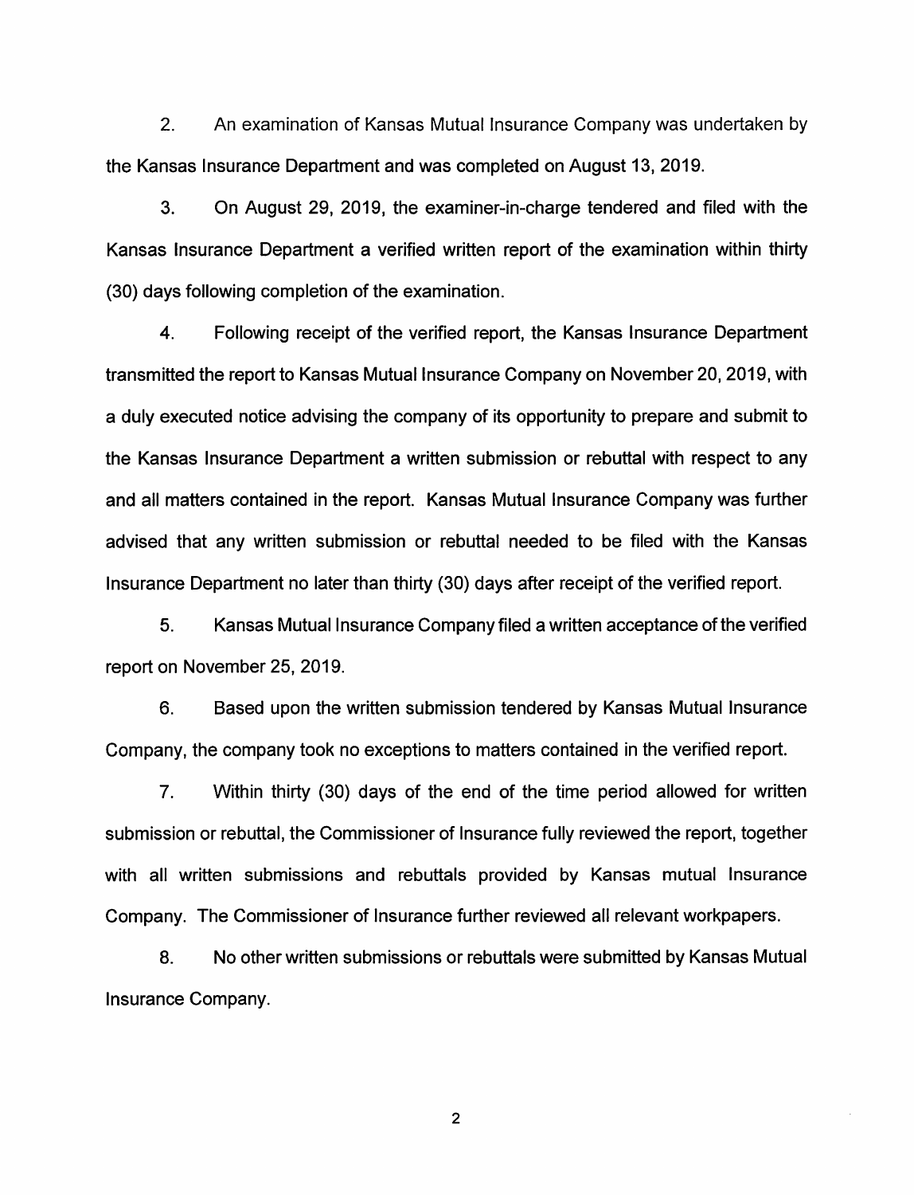2. An examination of Kansas Mutual Insurance Company was undertaken by the Kansas Insurance Department and was completed on August 13, 2019.

3. On August 29, 2019, the examiner-in-charge tendered and filed with the Kansas Insurance Department a verified written report of the examination within thirty (30) days following completion of the examination.

4. Following receipt of the verified report, the Kansas Insurance Department transmitted the report to Kansas Mutual Insurance Company on November 20, 2019, with a duly executed notice advising the company of its opportunity to prepare and submit to the Kansas Insurance Department a written submission or rebuttal with respect to any and all matters contained in the report. Kansas Mutual Insurance Company was further advised that any written submission or rebuttal needed to be filed with the Kansas Insurance Department no later than thirty (30) days after receipt of the verified report.

5. Kansas Mutual Insurance Company filed a written acceptance of the verified report on November 25, 2019.

6. Based upon the written submission tendered by Kansas Mutual Insurance Company, the company took no exceptions to matters contained in the verified report.

7. Within thirty (30) days of the end of the time period allowed for written submission or rebuttal, the Commissioner of Insurance fully reviewed the report, together with all written submissions and rebuttals provided by Kansas mutual Insurance Company. The Commissioner of Insurance further reviewed all relevant workpapers.

8. No other written submissions or rebuttals were submitted by Kansas Mutual Insurance Company.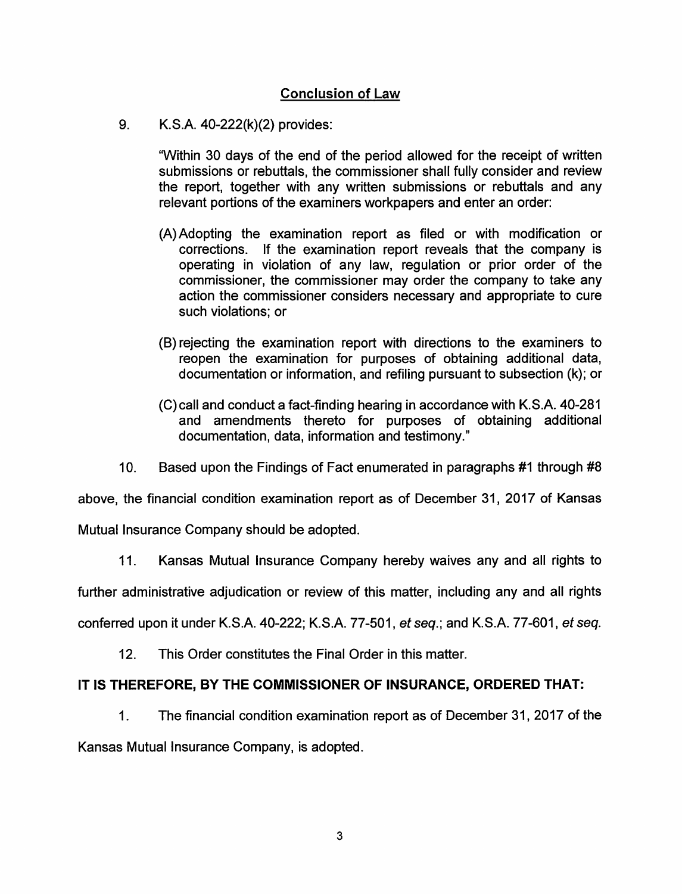## Conclusion of Law

9. K.S.A. 40-222(k)(2) provides:

   "Within 30 days of the end of the period allowed for the receipt of written submissions or rebuttals, the commissioner shall fully consider and review the report, together with any written submissions or rebuttals and any relevant portions of the examiners workpapers and enter an order:

   (A) Adopting the examination report as filed or with modification or corrections. If the examination report reveals that the company is operating in violation of any law, regulation or prior order of the commissioner, the commissioner may order the company to take any action the commissioner considers necessary and appropriate to cure such violations; or

   (B) rejecting the examination report with directions to the examiners to reopen the examination for purposes of obtaining additional data, documentation or information, and refiling pursuant to subsection (k); or

   (C) call and conduct a fact-finding hearing in accordance with K.S.A. 40-281 and amendments thereto for purposes of obtaining additional documentation, data, information and testimony."

10. Based upon the Findings of Fact enumerated in paragraphs #1 through #8 above, the financial condition examination report as of December 31, 2017 of Kansas Mutual Insurance Company should be adopted.

11. Kansas Mutual Insurance Company hereby waives any and all rights to further administrative adjudication or review of this matter, including any and all rights conferred upon it under K.S.A. 40-222; K.S.A. 77-501, *et seq.*; and K.S.A. 77-601, *et seq.*

12. This Order constitutes the Final Order in this matter.

**IT IS THEREFORE, BY THE COMMISSIONER OF INSURANCE, ORDERED THAT:**

1. The financial condition examination report as of December 31, 2017 of the Kansas Mutual Insurance Company, is adopted.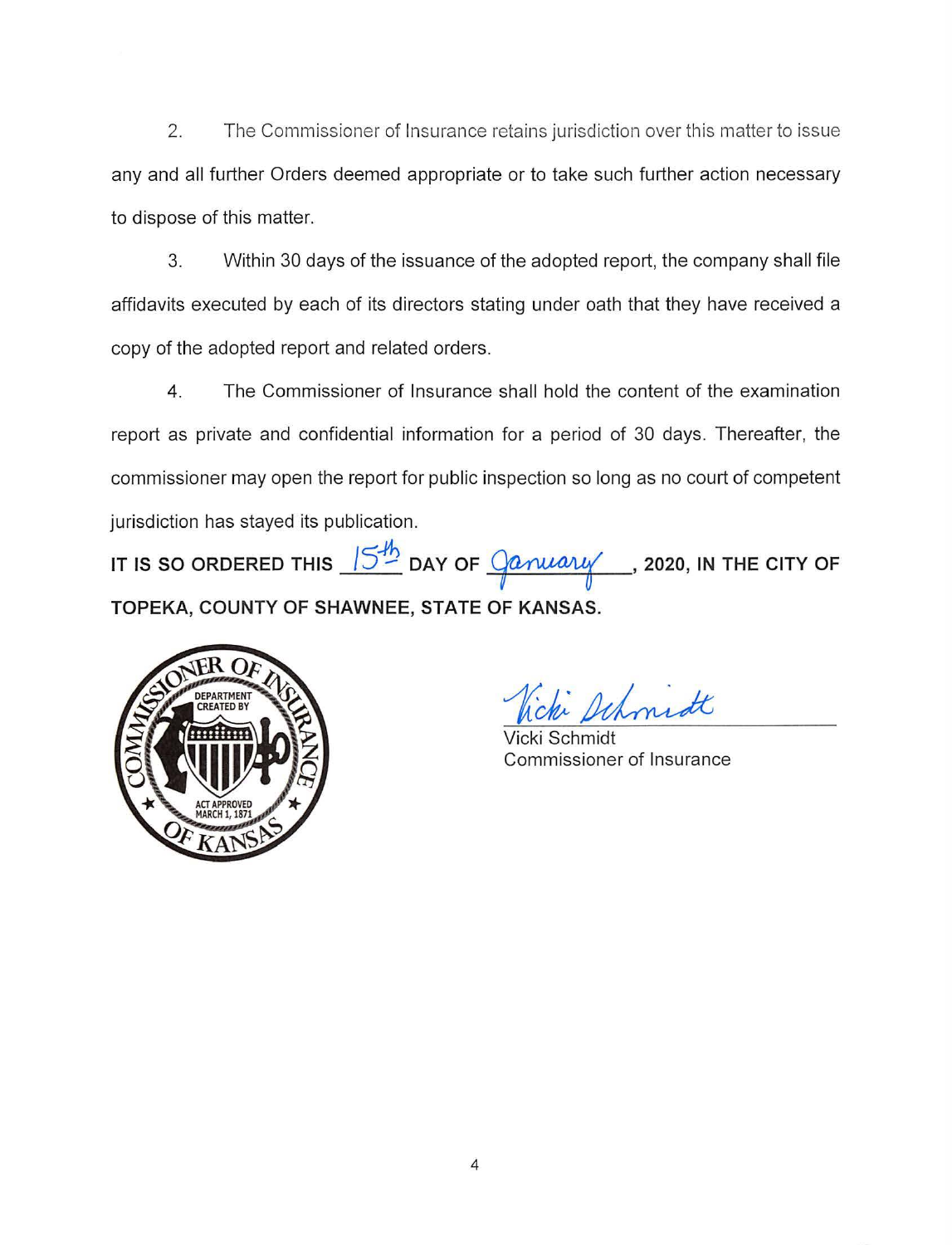2. The Commissioner of Insurance retains jurisdiction over this matter to issue any and all further Orders deemed appropriate or to take such further action necessary to dispose of this matter.

3. Within 30 days of the issuance of the adopted report, the company shall file affidavits executed by each of its directors stating under oath that they have received a copy of the adopted report and related orders.

4. The Commissioner of Insurance shall hold the content of the examination report as private and confidential information for a period of 30 days. Thereafter, the commissioner may open the report for public inspection so long as no court of competent jurisdiction has stayed its publication.

**IT IS SO ORDERED THIS** 15th **DAY OF** January**, 2020, IN THE CITY OF TOPEKA, COUNTY OF SHAWNEE, STATE OF KANSAS.**

COMMISSIONER OF INSURANCE OF KANSAS — DEPARTMENT CREATED BY ACT APPROVED MARCH 1, 1871

Vicki Schmidt

Vicki Schmidt
Commissioner of Insurance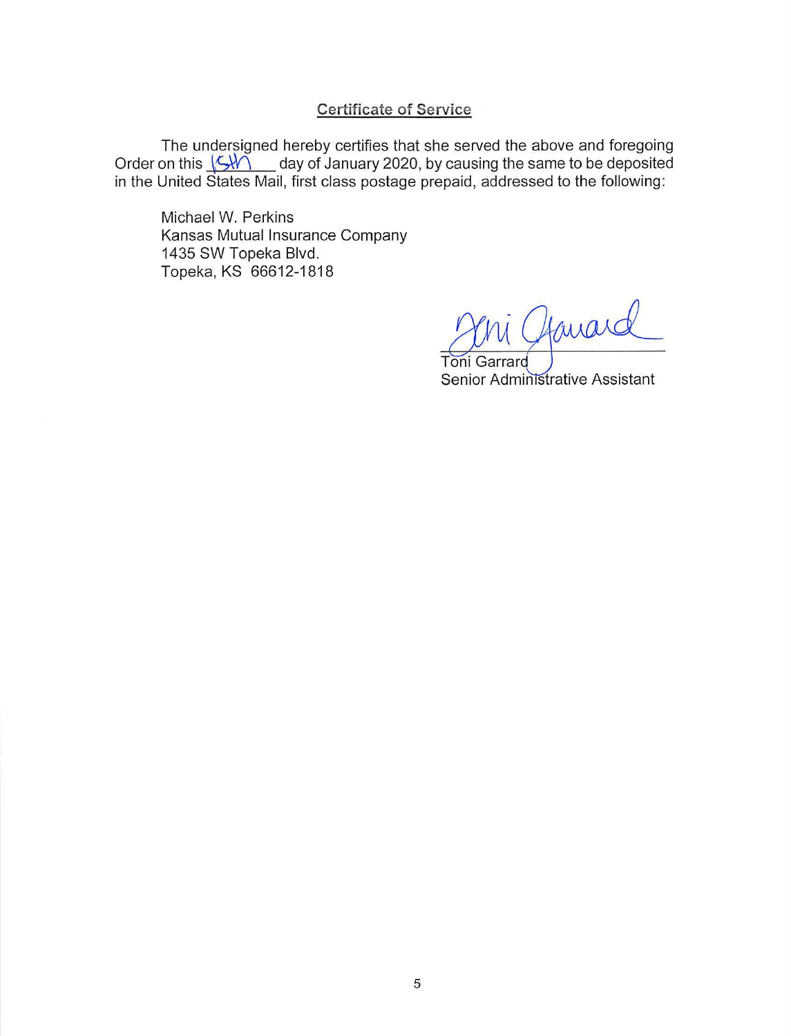## Certificate of Service

The undersigned hereby certifies that she served the above and foregoing Order on this 15th day of January 2020, by causing the same to be deposited in the United States Mail, first class postage prepaid, addressed to the following:

Michael W. Perkins
Kansas Mutual Insurance Company
1435 SW Topeka Blvd.
Topeka, KS 66612-1818

Toni Garrard
Senior Administrative Assistant